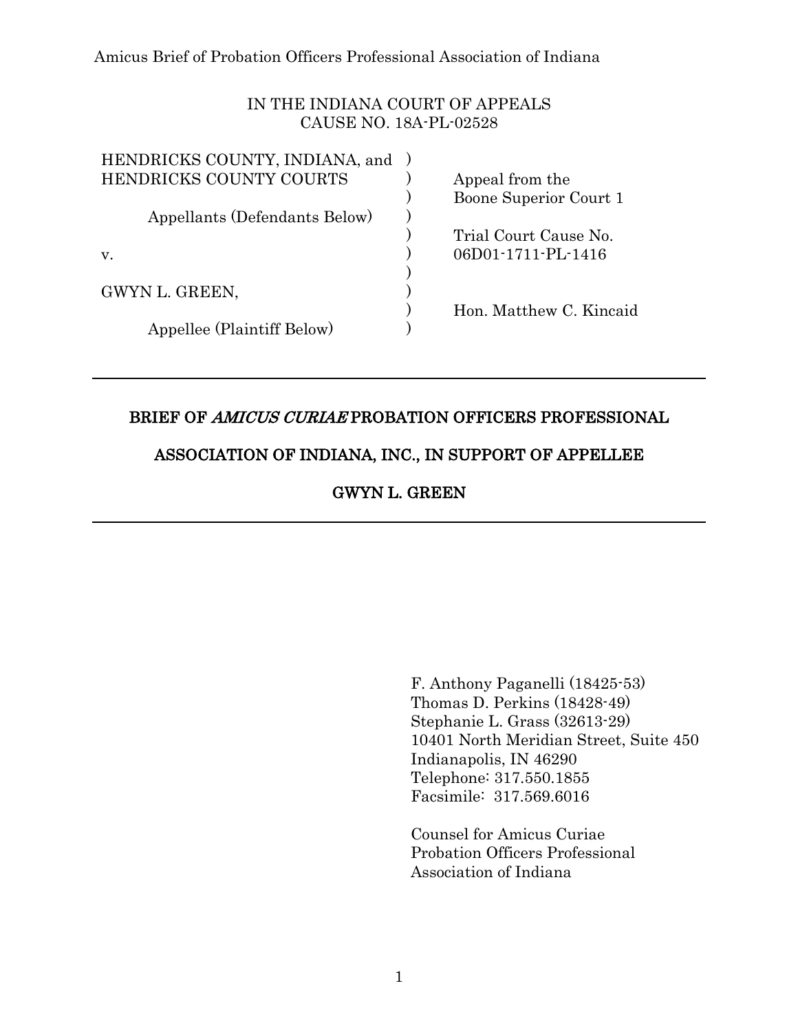Amicus Brief of Probation Officers Professional Association of Indiana

IN THE INDIANA COURT OF APPEALS
CAUSE NO. 18A-PL-02528

| | | |
|---|---|---|
| HENDRICKS COUNTY, INDIANA, and HENDRICKS COUNTY COURTS | ) | Appeal from the Boone Superior Court 1 |
| Appellants (Defendants Below) | ) | |
| | ) | Trial Court Cause No. 06D01-1711-PL-1416 |
| v. | ) | |
| | ) | |
| GWYN L. GREEN, | ) | |
| | ) | Hon. Matthew C. Kincaid |
| Appellee (Plaintiff Below) | ) | |

---

**BRIEF OF *AMICUS CURIAE* PROBATION OFFICERS PROFESSIONAL ASSOCIATION OF INDIANA, INC., IN SUPPORT OF APPELLEE GWYN L. GREEN**

---

F. Anthony Paganelli (18425-53)
Thomas D. Perkins (18428-49)
Stephanie L. Grass (32613-29)
10401 North Meridian Street, Suite 450
Indianapolis, IN 46290
Telephone: 317.550.1855
Facsimile: 317.569.6016

Counsel for Amicus Curiae
Probation Officers Professional
Association of Indiana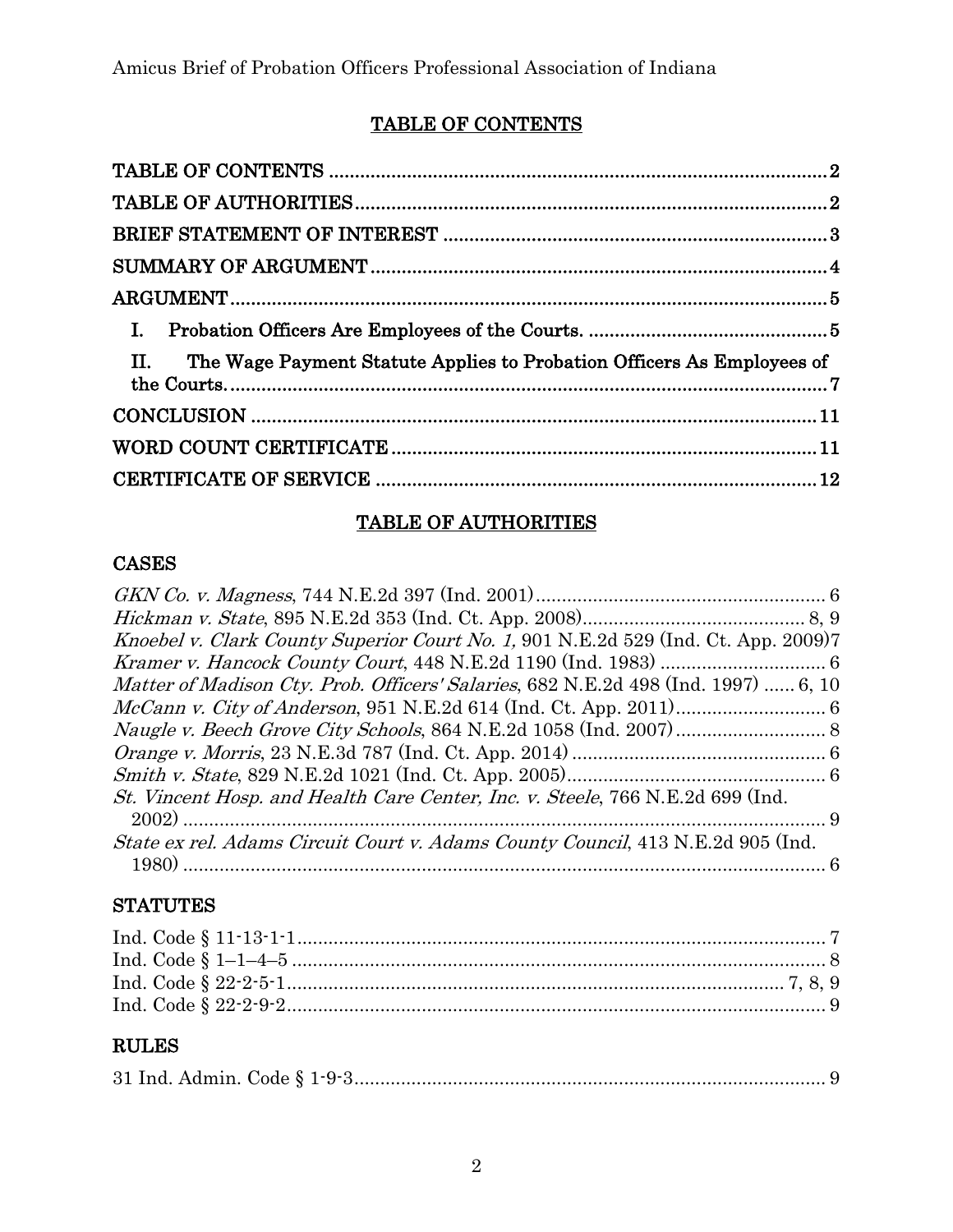## TABLE OF CONTENTS

TABLE OF CONTENTS .......... 2
TABLE OF AUTHORITIES .......... 2
BRIEF STATEMENT OF INTEREST .......... 3
SUMMARY OF ARGUMENT .......... 4
ARGUMENT .......... 5
- I. Probation Officers Are Employees of the Courts. .......... 5
- II. The Wage Payment Statute Applies to Probation Officers As Employees of the Courts. .......... 7

CONCLUSION .......... 11
WORD COUNT CERTIFICATE .......... 11
CERTIFICATE OF SERVICE .......... 12

## TABLE OF AUTHORITIES

### CASES

*GKN Co. v. Magness*, 744 N.E.2d 397 (Ind. 2001) .......... 6
*Hickman v. State*, 895 N.E.2d 353 (Ind. Ct. App. 2008) .......... 8, 9
*Knoebel v. Clark County Superior Court No. 1,* 901 N.E.2d 529 (Ind. Ct. App. 2009) 7
*Kramer v. Hancock County Court*, 448 N.E.2d 1190 (Ind. 1983) .......... 6
*Matter of Madison Cty. Prob. Officers' Salaries*, 682 N.E.2d 498 (Ind. 1997) .......... 6, 10
*McCann v. City of Anderson*, 951 N.E.2d 614 (Ind. Ct. App. 2011) .......... 6
*Naugle v. Beech Grove City Schools*, 864 N.E.2d 1058 (Ind. 2007) .......... 8
*Orange v. Morris*, 23 N.E.3d 787 (Ind. Ct. App. 2014) .......... 6
*Smith v. State*, 829 N.E.2d 1021 (Ind. Ct. App. 2005) .......... 6
*St. Vincent Hosp. and Health Care Center, Inc. v. Steele*, 766 N.E.2d 699 (Ind. 2002) .......... 9
*State ex rel. Adams Circuit Court v. Adams County Council*, 413 N.E.2d 905 (Ind. 1980) .......... 6

### STATUTES

Ind. Code § 11-13-1-1 .......... 7
Ind. Code § 1–1–4–5 .......... 8
Ind. Code § 22-2-5-1 .......... 7, 8, 9
Ind. Code § 22-2-9-2 .......... 9

### RULES

31 Ind. Admin. Code § 1-9-3 .......... 9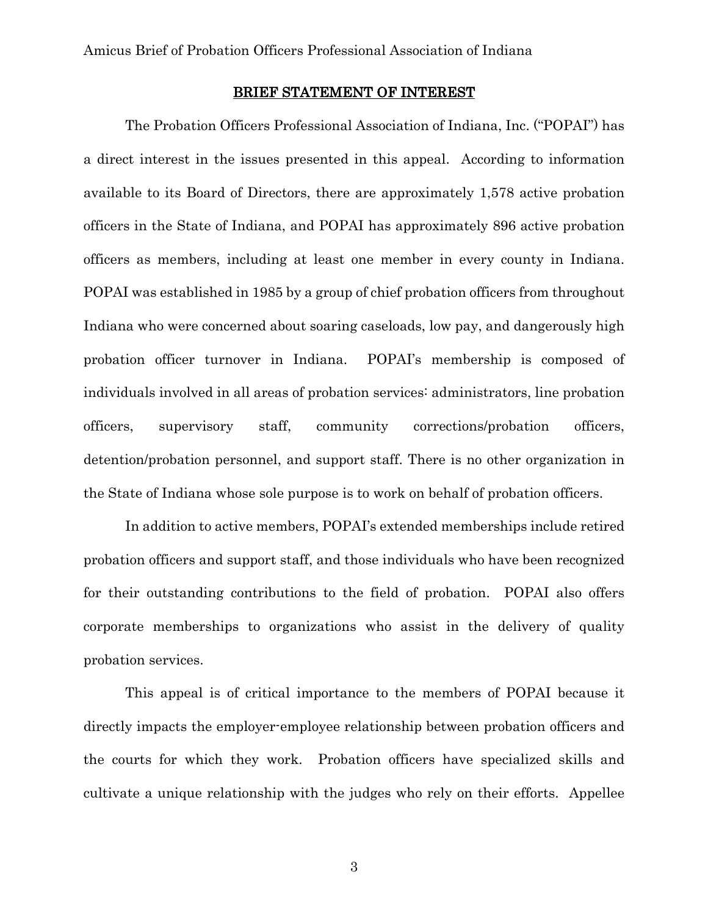## BRIEF STATEMENT OF INTEREST

The Probation Officers Professional Association of Indiana, Inc. ("POPAI") has a direct interest in the issues presented in this appeal. According to information available to its Board of Directors, there are approximately 1,578 active probation officers in the State of Indiana, and POPAI has approximately 896 active probation officers as members, including at least one member in every county in Indiana. POPAI was established in 1985 by a group of chief probation officers from throughout Indiana who were concerned about soaring caseloads, low pay, and dangerously high probation officer turnover in Indiana. POPAI's membership is composed of individuals involved in all areas of probation services: administrators, line probation officers, supervisory staff, community corrections/probation officers, detention/probation personnel, and support staff. There is no other organization in the State of Indiana whose sole purpose is to work on behalf of probation officers.

In addition to active members, POPAI's extended memberships include retired probation officers and support staff, and those individuals who have been recognized for their outstanding contributions to the field of probation. POPAI also offers corporate memberships to organizations who assist in the delivery of quality probation services.

This appeal is of critical importance to the members of POPAI because it directly impacts the employer-employee relationship between probation officers and the courts for which they work. Probation officers have specialized skills and cultivate a unique relationship with the judges who rely on their efforts. Appellee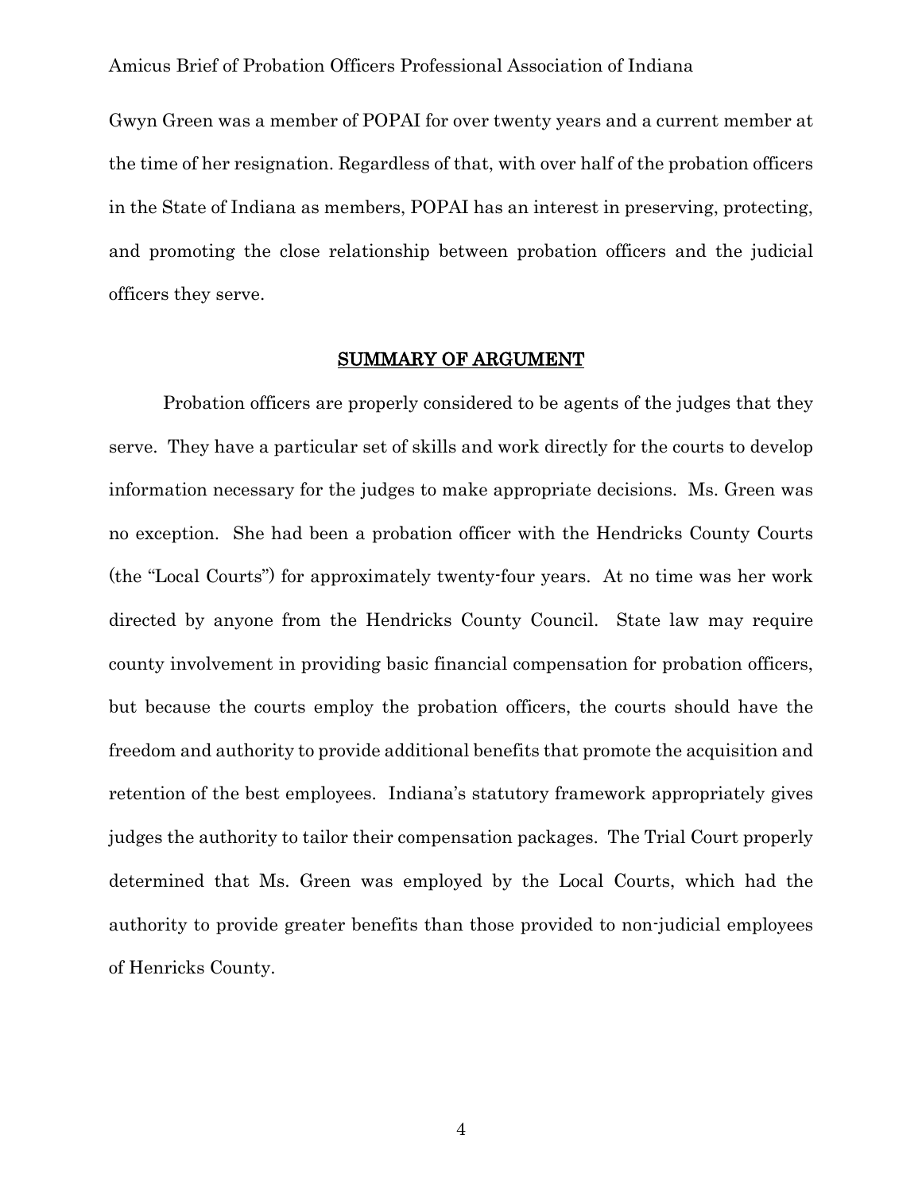Gwyn Green was a member of POPAI for over twenty years and a current member at the time of her resignation. Regardless of that, with over half of the probation officers in the State of Indiana as members, POPAI has an interest in preserving, protecting, and promoting the close relationship between probation officers and the judicial officers they serve.

## SUMMARY OF ARGUMENT

Probation officers are properly considered to be agents of the judges that they serve. They have a particular set of skills and work directly for the courts to develop information necessary for the judges to make appropriate decisions. Ms. Green was no exception. She had been a probation officer with the Hendricks County Courts (the "Local Courts") for approximately twenty-four years. At no time was her work directed by anyone from the Hendricks County Council. State law may require county involvement in providing basic financial compensation for probation officers, but because the courts employ the probation officers, the courts should have the freedom and authority to provide additional benefits that promote the acquisition and retention of the best employees. Indiana's statutory framework appropriately gives judges the authority to tailor their compensation packages. The Trial Court properly determined that Ms. Green was employed by the Local Courts, which had the authority to provide greater benefits than those provided to non-judicial employees of Henricks County.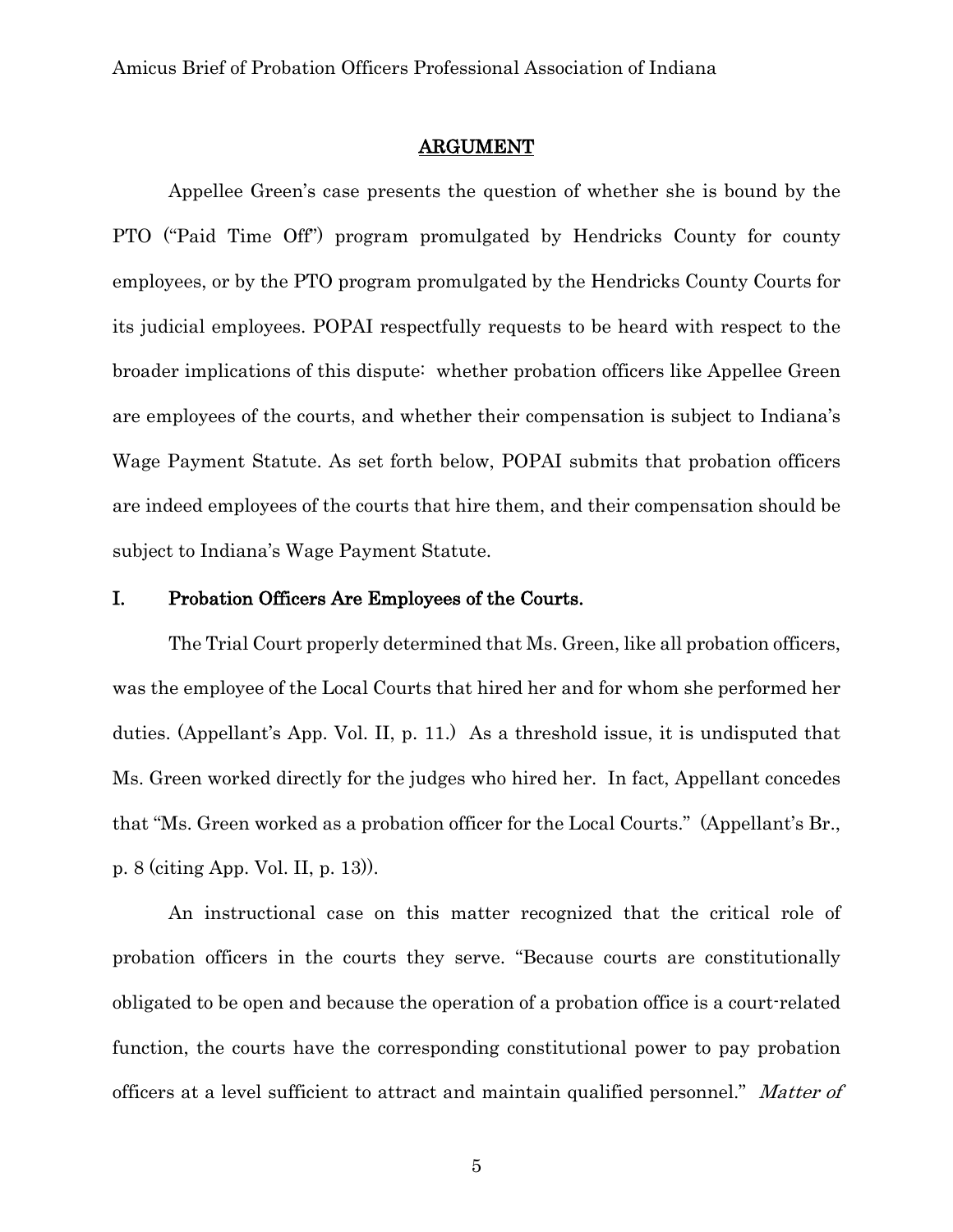## ARGUMENT

Appellee Green's case presents the question of whether she is bound by the PTO ("Paid Time Off") program promulgated by Hendricks County for county employees, or by the PTO program promulgated by the Hendricks County Courts for its judicial employees. POPAI respectfully requests to be heard with respect to the broader implications of this dispute: whether probation officers like Appellee Green are employees of the courts, and whether their compensation is subject to Indiana's Wage Payment Statute. As set forth below, POPAI submits that probation officers are indeed employees of the courts that hire them, and their compensation should be subject to Indiana's Wage Payment Statute.

### I. Probation Officers Are Employees of the Courts.

The Trial Court properly determined that Ms. Green, like all probation officers, was the employee of the Local Courts that hired her and for whom she performed her duties. (Appellant's App. Vol. II, p. 11.) As a threshold issue, it is undisputed that Ms. Green worked directly for the judges who hired her. In fact, Appellant concedes that "Ms. Green worked as a probation officer for the Local Courts." (Appellant's Br., p. 8 (citing App. Vol. II, p. 13)).

An instructional case on this matter recognized that the critical role of probation officers in the courts they serve. "Because courts are constitutionally obligated to be open and because the operation of a probation office is a court-related function, the courts have the corresponding constitutional power to pay probation officers at a level sufficient to attract and maintain qualified personnel." *Matter of*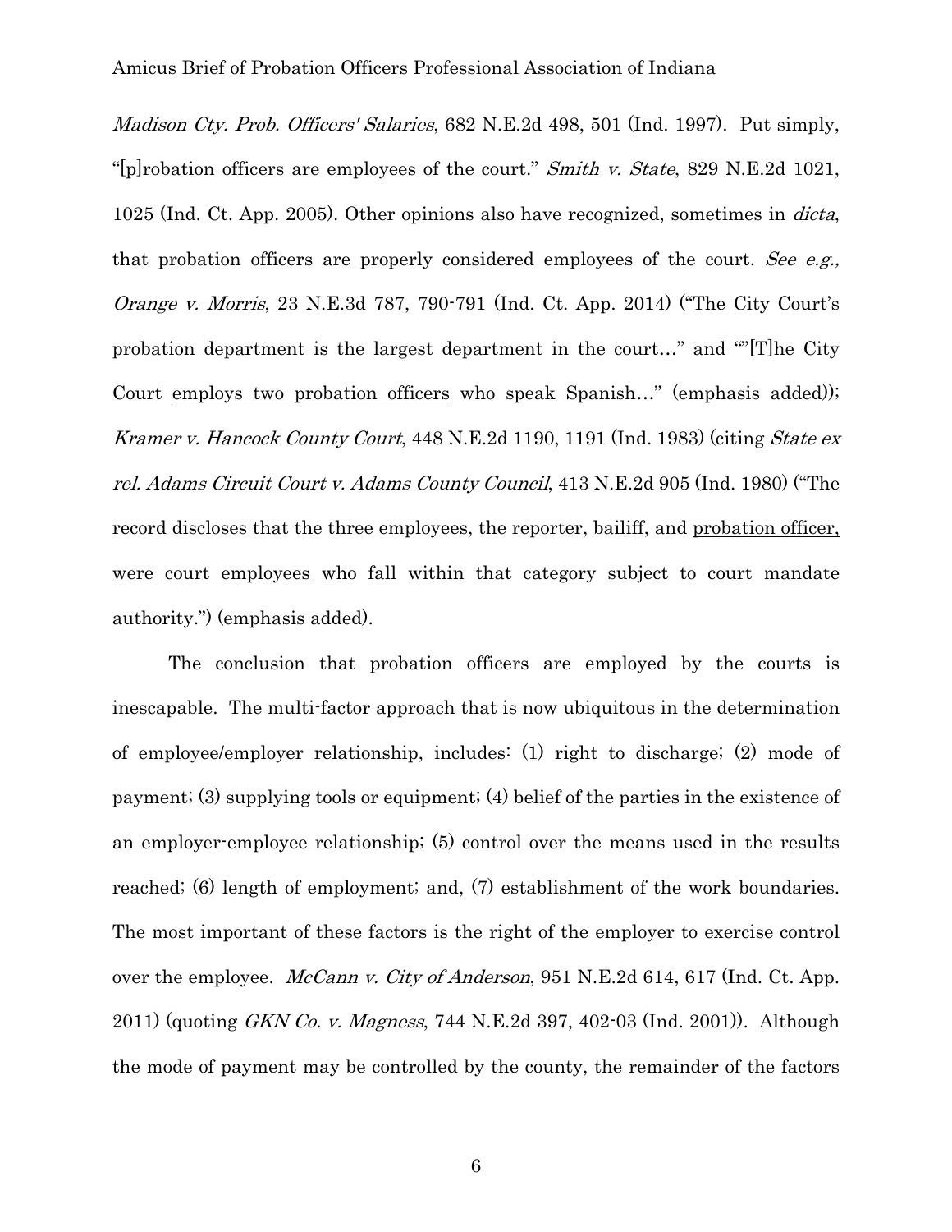*Madison Cty. Prob. Officers' Salaries*, 682 N.E.2d 498, 501 (Ind. 1997). Put simply, "[p]robation officers are employees of the court." *Smith v. State*, 829 N.E.2d 1021, 1025 (Ind. Ct. App. 2005). Other opinions also have recognized, sometimes in *dicta*, that probation officers are properly considered employees of the court. *See e.g., Orange v. Morris*, 23 N.E.3d 787, 790-791 (Ind. Ct. App. 2014) ("The City Court's probation department is the largest department in the court…" and ""[T]he City Court <u>employs two probation officers</u> who speak Spanish…" (emphasis added)); *Kramer v. Hancock County Court*, 448 N.E.2d 1190, 1191 (Ind. 1983) (citing *State ex rel. Adams Circuit Court v. Adams County Council*, 413 N.E.2d 905 (Ind. 1980) ("The record discloses that the three employees, the reporter, bailiff, and <u>probation officer, were court employees</u> who fall within that category subject to court mandate authority.") (emphasis added).

The conclusion that probation officers are employed by the courts is inescapable. The multi-factor approach that is now ubiquitous in the determination of employee/employer relationship, includes: (1) right to discharge; (2) mode of payment; (3) supplying tools or equipment; (4) belief of the parties in the existence of an employer-employee relationship; (5) control over the means used in the results reached; (6) length of employment; and, (7) establishment of the work boundaries. The most important of these factors is the right of the employer to exercise control over the employee. *McCann v. City of Anderson*, 951 N.E.2d 614, 617 (Ind. Ct. App. 2011) (quoting *GKN Co. v. Magness*, 744 N.E.2d 397, 402-03 (Ind. 2001)). Although the mode of payment may be controlled by the county, the remainder of the factors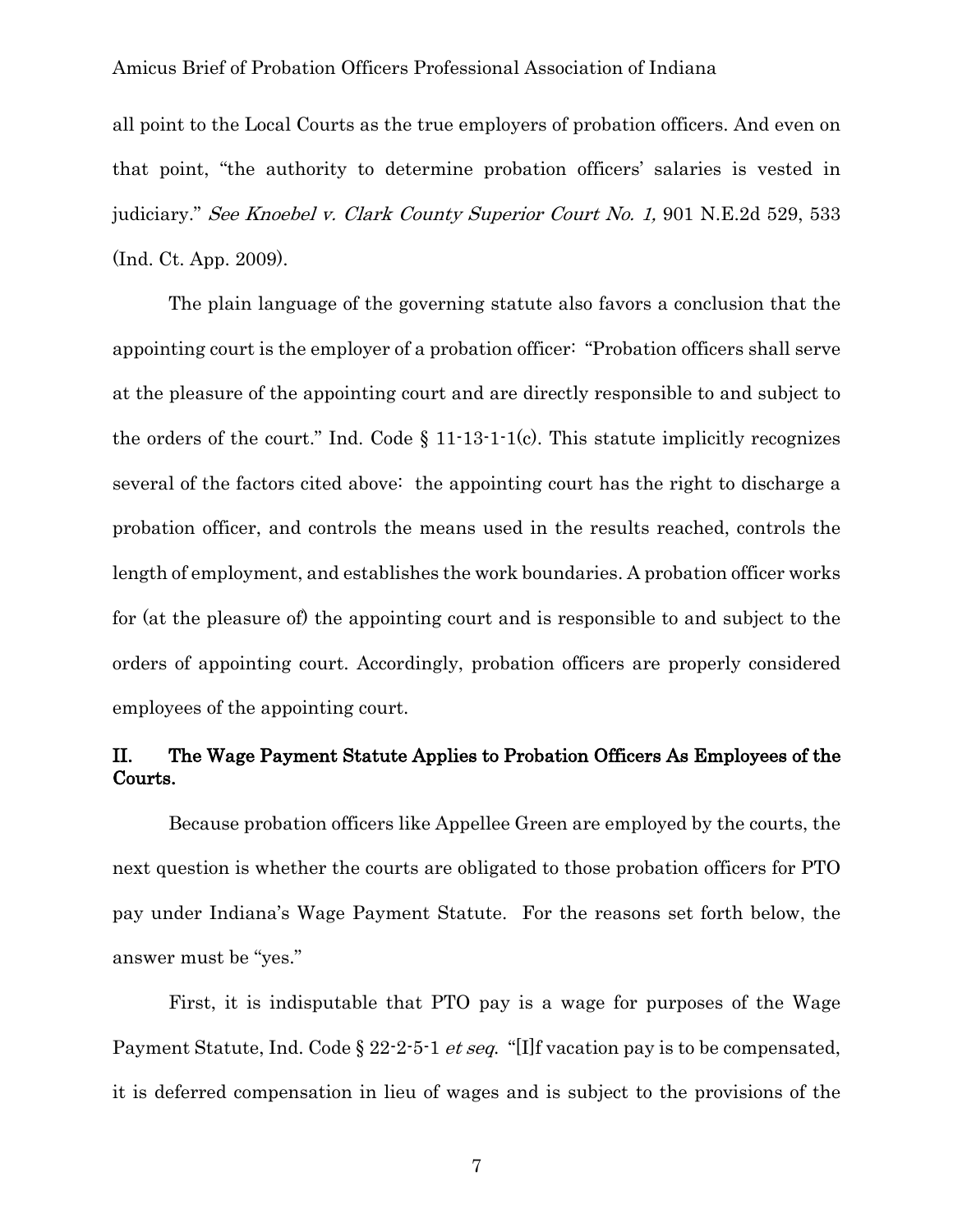all point to the Local Courts as the true employers of probation officers. And even on that point, "the authority to determine probation officers' salaries is vested in judiciary." *See Knoebel v. Clark County Superior Court No. 1,* 901 N.E.2d 529, 533 (Ind. Ct. App. 2009).

The plain language of the governing statute also favors a conclusion that the appointing court is the employer of a probation officer: "Probation officers shall serve at the pleasure of the appointing court and are directly responsible to and subject to the orders of the court." Ind. Code § 11-13-1-1(c). This statute implicitly recognizes several of the factors cited above: the appointing court has the right to discharge a probation officer, and controls the means used in the results reached, controls the length of employment, and establishes the work boundaries. A probation officer works for (at the pleasure of) the appointing court and is responsible to and subject to the orders of appointing court. Accordingly, probation officers are properly considered employees of the appointing court.

## II. The Wage Payment Statute Applies to Probation Officers As Employees of the Courts.

Because probation officers like Appellee Green are employed by the courts, the next question is whether the courts are obligated to those probation officers for PTO pay under Indiana's Wage Payment Statute. For the reasons set forth below, the answer must be "yes."

First, it is indisputable that PTO pay is a wage for purposes of the Wage Payment Statute, Ind. Code § 22-2-5-1 *et seq.* "[I]f vacation pay is to be compensated, it is deferred compensation in lieu of wages and is subject to the provisions of the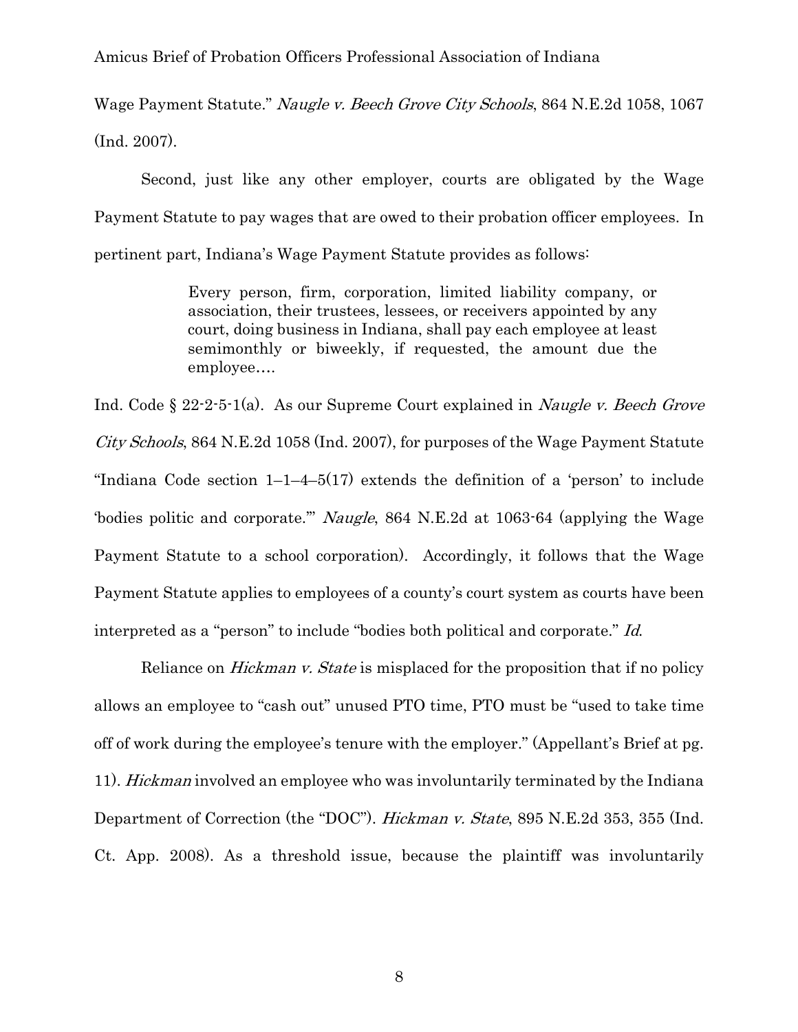Wage Payment Statute." *Naugle v. Beech Grove City Schools*, 864 N.E.2d 1058, 1067 (Ind. 2007).

Second, just like any other employer, courts are obligated by the Wage Payment Statute to pay wages that are owed to their probation officer employees. In pertinent part, Indiana's Wage Payment Statute provides as follows:

> Every person, firm, corporation, limited liability company, or association, their trustees, lessees, or receivers appointed by any court, doing business in Indiana, shall pay each employee at least semimonthly or biweekly, if requested, the amount due the employee….

Ind. Code § 22-2-5-1(a). As our Supreme Court explained in *Naugle v. Beech Grove City Schools*, 864 N.E.2d 1058 (Ind. 2007), for purposes of the Wage Payment Statute "Indiana Code section 1–1–4–5(17) extends the definition of a 'person' to include 'bodies politic and corporate.'" *Naugle*, 864 N.E.2d at 1063-64 (applying the Wage Payment Statute to a school corporation). Accordingly, it follows that the Wage Payment Statute applies to employees of a county's court system as courts have been interpreted as a "person" to include "bodies both political and corporate." *Id.*

Reliance on *Hickman v. State* is misplaced for the proposition that if no policy allows an employee to "cash out" unused PTO time, PTO must be "used to take time off of work during the employee's tenure with the employer." (Appellant's Brief at pg. 11). *Hickman* involved an employee who was involuntarily terminated by the Indiana Department of Correction (the "DOC"). *Hickman v. State*, 895 N.E.2d 353, 355 (Ind. Ct. App. 2008). As a threshold issue, because the plaintiff was involuntarily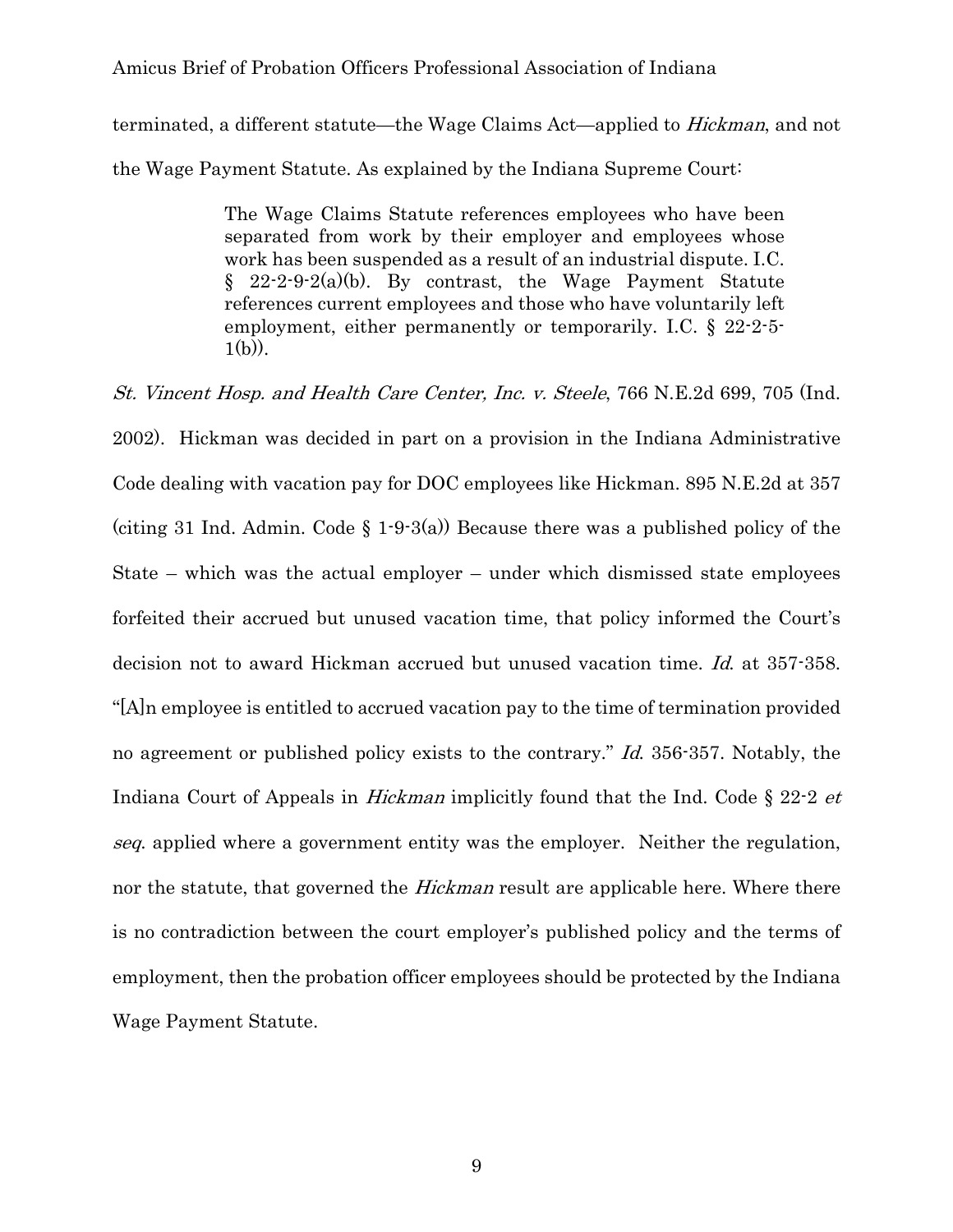terminated, a different statute—the Wage Claims Act—applied to *Hickman*, and not the Wage Payment Statute. As explained by the Indiana Supreme Court:

> The Wage Claims Statute references employees who have been separated from work by their employer and employees whose work has been suspended as a result of an industrial dispute. I.C. § 22-2-9-2(a)(b). By contrast, the Wage Payment Statute references current employees and those who have voluntarily left employment, either permanently or temporarily. I.C. § 22-2-5-1(b)).

*St. Vincent Hosp. and Health Care Center, Inc. v. Steele*, 766 N.E.2d 699, 705 (Ind. 2002). Hickman was decided in part on a provision in the Indiana Administrative Code dealing with vacation pay for DOC employees like Hickman. 895 N.E.2d at 357 (citing 31 Ind. Admin. Code § 1-9-3(a)) Because there was a published policy of the State – which was the actual employer – under which dismissed state employees forfeited their accrued but unused vacation time, that policy informed the Court's decision not to award Hickman accrued but unused vacation time. *Id.* at 357-358. "[A]n employee is entitled to accrued vacation pay to the time of termination provided no agreement or published policy exists to the contrary." *Id.* 356-357. Notably, the Indiana Court of Appeals in *Hickman* implicitly found that the Ind. Code § 22-2 *et seq.* applied where a government entity was the employer. Neither the regulation, nor the statute, that governed the *Hickman* result are applicable here. Where there is no contradiction between the court employer's published policy and the terms of employment, then the probation officer employees should be protected by the Indiana Wage Payment Statute.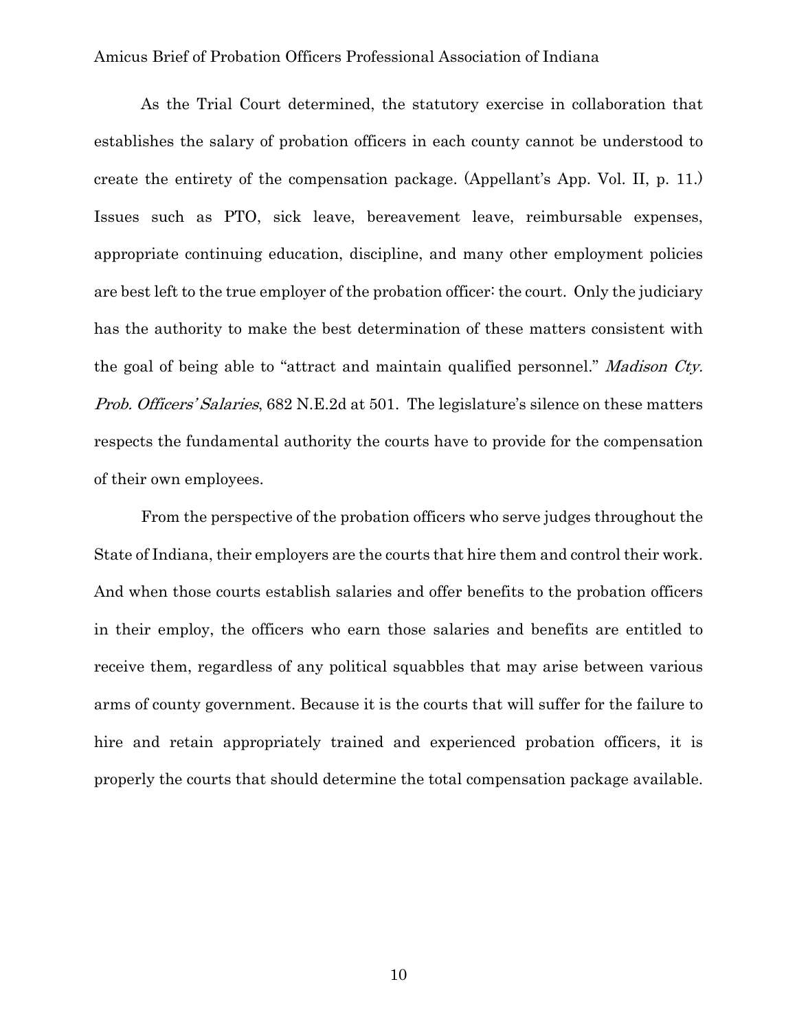As the Trial Court determined, the statutory exercise in collaboration that establishes the salary of probation officers in each county cannot be understood to create the entirety of the compensation package. (Appellant's App. Vol. II, p. 11.) Issues such as PTO, sick leave, bereavement leave, reimbursable expenses, appropriate continuing education, discipline, and many other employment policies are best left to the true employer of the probation officer: the court. Only the judiciary has the authority to make the best determination of these matters consistent with the goal of being able to "attract and maintain qualified personnel." *Madison Cty. Prob. Officers' Salaries*, 682 N.E.2d at 501. The legislature's silence on these matters respects the fundamental authority the courts have to provide for the compensation of their own employees.

From the perspective of the probation officers who serve judges throughout the State of Indiana, their employers are the courts that hire them and control their work. And when those courts establish salaries and offer benefits to the probation officers in their employ, the officers who earn those salaries and benefits are entitled to receive them, regardless of any political squabbles that may arise between various arms of county government. Because it is the courts that will suffer for the failure to hire and retain appropriately trained and experienced probation officers, it is properly the courts that should determine the total compensation package available.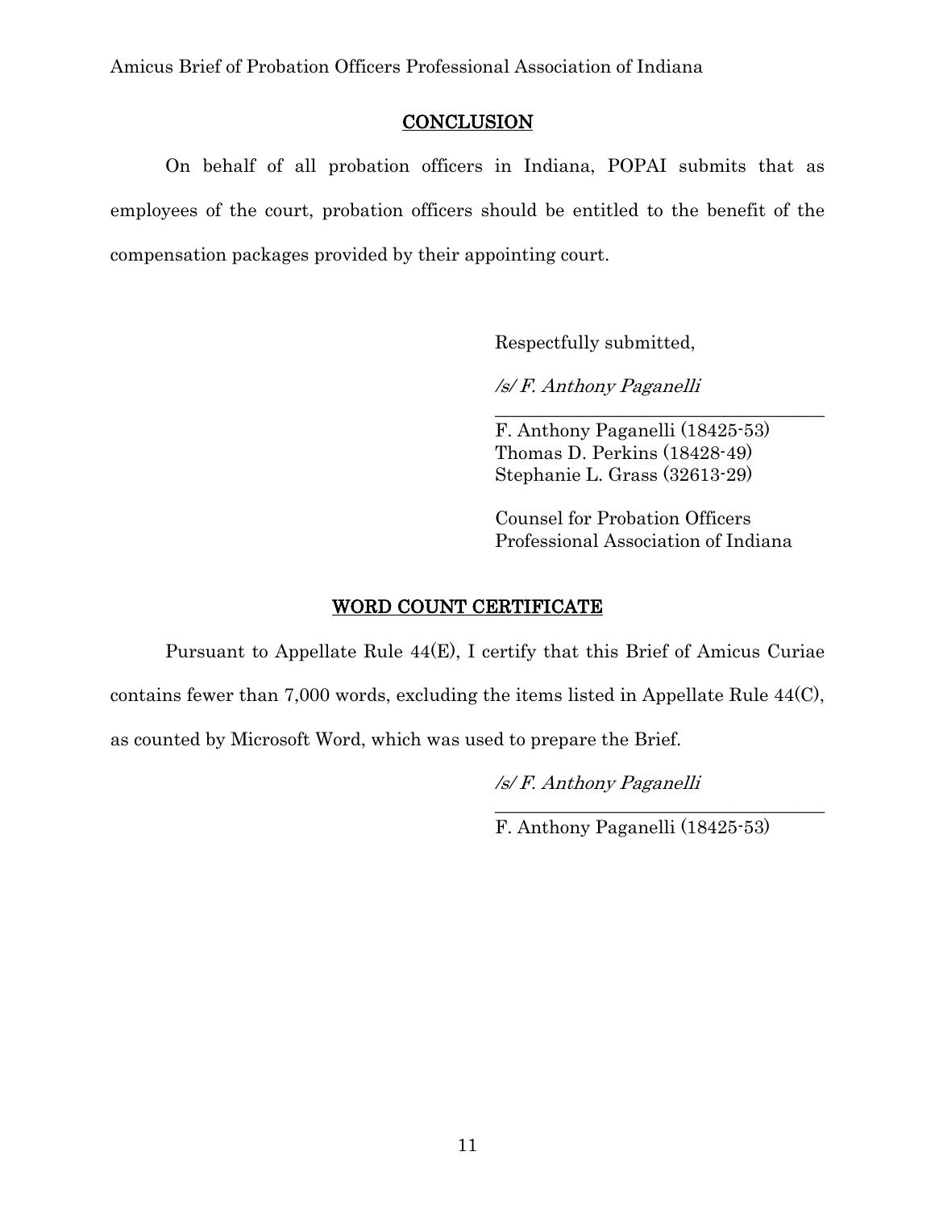## CONCLUSION

On behalf of all probation officers in Indiana, POPAI submits that as employees of the court, probation officers should be entitled to the benefit of the compensation packages provided by their appointing court.

Respectfully submitted,

*/s/ F. Anthony Paganelli*

F. Anthony Paganelli (18425-53)
Thomas D. Perkins (18428-49)
Stephanie L. Grass (32613-29)

Counsel for Probation Officers
Professional Association of Indiana

## WORD COUNT CERTIFICATE

Pursuant to Appellate Rule 44(E), I certify that this Brief of Amicus Curiae contains fewer than 7,000 words, excluding the items listed in Appellate Rule 44(C), as counted by Microsoft Word, which was used to prepare the Brief.

*/s/ F. Anthony Paganelli*

F. Anthony Paganelli (18425-53)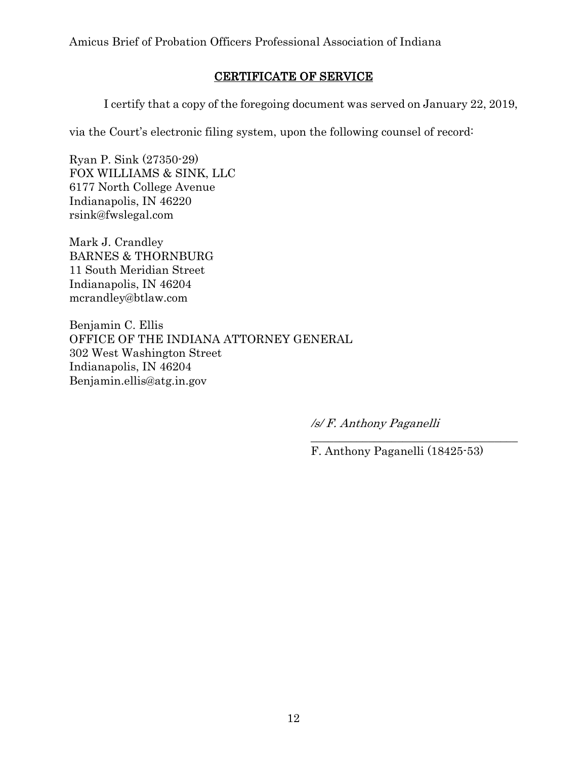## CERTIFICATE OF SERVICE

I certify that a copy of the foregoing document was served on January 22, 2019, via the Court's electronic filing system, upon the following counsel of record:

Ryan P. Sink (27350-29)
FOX WILLIAMS & SINK, LLC
6177 North College Avenue
Indianapolis, IN 46220
rsink@fwslegal.com

Mark J. Crandley
BARNES & THORNBURG
11 South Meridian Street
Indianapolis, IN 46204
mcrandley@btlaw.com

Benjamin C. Ellis
OFFICE OF THE INDIANA ATTORNEY GENERAL
302 West Washington Street
Indianapolis, IN 46204
Benjamin.ellis@atg.in.gov

*/s/ F. Anthony Paganelli*

F. Anthony Paganelli (18425-53)